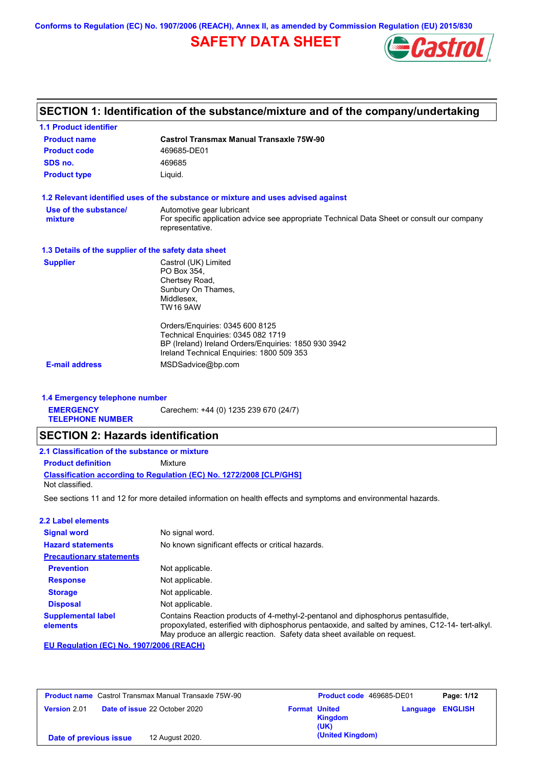Conforms to Regulation (EC) No. 1907/2006 (REACH), Annex II, as amended by Commission Regulation (EU) 2015/830

# SAFETY DATA SHEET

## SECTION 1: Identification of the substance/mixture and of the company/undertaking

### 1.1 Product identifier

| | |
|---|---|
| **Product name** | **Castrol Transmax Manual Transaxle 75W-90** |
| **Product code** | 469685-DE01 |
| **SDS no.** | 469685 |
| **Product type** | Liquid. |

### 1.2 Relevant identified uses of the substance or mixture and uses advised against

| | |
|---|---|
| **Use of the substance/ mixture** | Automotive gear lubricant<br>For specific application advice see appropriate Technical Data Sheet or consult our company representative. |

### 1.3 Details of the supplier of the safety data sheet

| | |
|---|---|
| **Supplier** | Castrol (UK) Limited<br>PO Box 354,<br>Chertsey Road,<br>Sunbury On Thames,<br>Middlesex,<br>TW16 9AW<br><br>Orders/Enquiries: 0345 600 8125<br>Technical Enquiries: 0345 082 1719<br>BP (Ireland) Ireland Orders/Enquiries: 1850 930 3942<br>Ireland Technical Enquiries: 1800 509 353 |
| **E-mail address** | MSDSadvice@bp.com |

### 1.4 Emergency telephone number

| | |
|---|---|
| **EMERGENCY TELEPHONE NUMBER** | Carechem: +44 (0) 1235 239 670 (24/7) |

## SECTION 2: Hazards identification

### 2.1 Classification of the substance or mixture

**Product definition** Mixture

**Classification according to Regulation (EC) No. 1272/2008 [CLP/GHS]**

Not classified.

See sections 11 and 12 for more detailed information on health effects and symptoms and environmental hazards.

### 2.2 Label elements

| | |
|---|---|
| **Signal word** | No signal word. |
| **Hazard statements** | No known significant effects or critical hazards. |
| **Precautionary statements** | |
| **Prevention** | Not applicable. |
| **Response** | Not applicable. |
| **Storage** | Not applicable. |
| **Disposal** | Not applicable. |
| **Supplemental label elements** | Contains Reaction products of 4-methyl-2-pentanol and diphosphorus pentasulfide, propoxylated, esterified with diphosphorus pentaoxide, and salted by amines, C12-14- tert-alkyl. May produce an allergic reaction. Safety data sheet available on request. |

**EU Regulation (EC) No. 1907/2006 (REACH)**

| **Product name** Castrol Transmax Manual Transaxle 75W-90 | | **Product code** 469685-DE01 | |
|---|---|---|---|
| **Version** 2.01 | **Date of issue** 22 October 2020 | **Format** United Kingdom (UK) (United Kingdom) | **Language** ENGLISH |
| **Date of previous issue** | 12 August 2020. | | |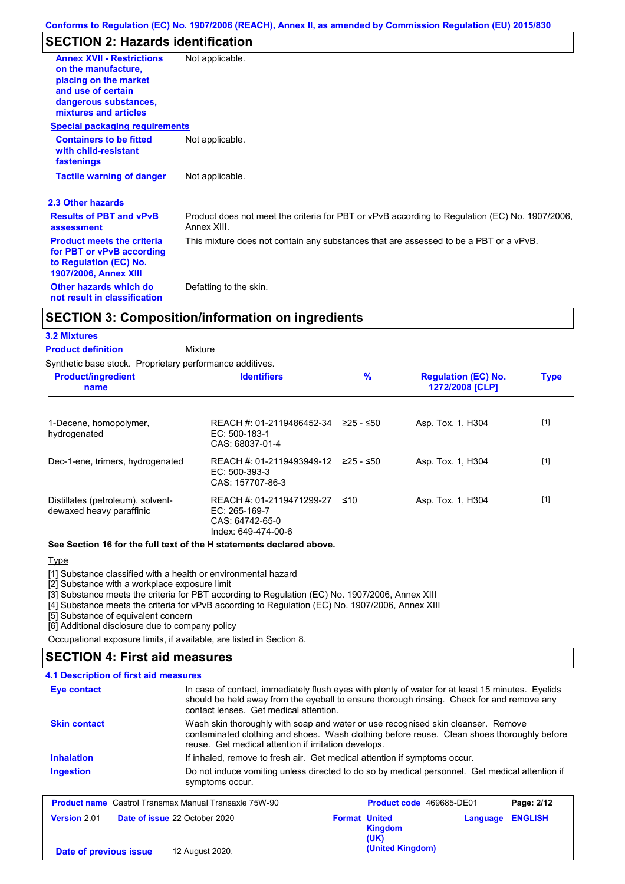## SECTION 2: Hazards identification

**Annex XVII - Restrictions on the manufacture, placing on the market and use of certain dangerous substances, mixtures and articles**: Not applicable.

**Special packaging requirements**

**Containers to be fitted with child-resistant fastenings**: Not applicable.

**Tactile warning of danger**: Not applicable.

### 2.3 Other hazards

**Results of PBT and vPvB assessment**: Product does not meet the criteria for PBT or vPvB according to Regulation (EC) No. 1907/2006, Annex XIII.

**Product meets the criteria for PBT or vPvB according to Regulation (EC) No. 1907/2006, Annex XIII**: This mixture does not contain any substances that are assessed to be a PBT or a vPvB.

**Other hazards which do not result in classification**: Defatting to the skin.

## SECTION 3: Composition/information on ingredients

### 3.2 Mixtures

**Product definition**: Mixture

Synthetic base stock. Proprietary performance additives.

| Product/ingredient name | Identifiers | % | Regulation (EC) No. 1272/2008 [CLP] | Type |
|---|---|---|---|---|
| 1-Decene, homopolymer, hydrogenated | REACH #: 01-2119486452-34<br>EC: 500-183-1<br>CAS: 68037-01-4 | ≥25 - ≤50 | Asp. Tox. 1, H304 | [1] |
| Dec-1-ene, trimers, hydrogenated | REACH #: 01-2119493949-12<br>EC: 500-393-3<br>CAS: 157707-86-3 | ≥25 - ≤50 | Asp. Tox. 1, H304 | [1] |
| Distillates (petroleum), solvent-dewaxed heavy paraffinic | REACH #: 01-2119471299-27<br>EC: 265-169-7<br>CAS: 64742-65-0<br>Index: 649-474-00-6 | ≤10 | Asp. Tox. 1, H304 | [1] |

**See Section 16 for the full text of the H statements declared above.**

Type

[1] Substance classified with a health or environmental hazard
[2] Substance with a workplace exposure limit
[3] Substance meets the criteria for PBT according to Regulation (EC) No. 1907/2006, Annex XIII
[4] Substance meets the criteria for vPvB according to Regulation (EC) No. 1907/2006, Annex XIII
[5] Substance of equivalent concern
[6] Additional disclosure due to company policy

Occupational exposure limits, if available, are listed in Section 8.

## SECTION 4: First aid measures

### 4.1 Description of first aid measures

**Eye contact**: In case of contact, immediately flush eyes with plenty of water for at least 15 minutes. Eyelids should be held away from the eyeball to ensure thorough rinsing. Check for and remove any contact lenses. Get medical attention.

**Skin contact**: Wash skin thoroughly with soap and water or use recognised skin cleanser. Remove contaminated clothing and shoes. Wash clothing before reuse. Clean shoes thoroughly before reuse. Get medical attention if irritation develops.

**Inhalation**: If inhaled, remove to fresh air. Get medical attention if symptoms occur.

**Ingestion**: Do not induce vomiting unless directed to do so by medical personnel. Get medical attention if symptoms occur.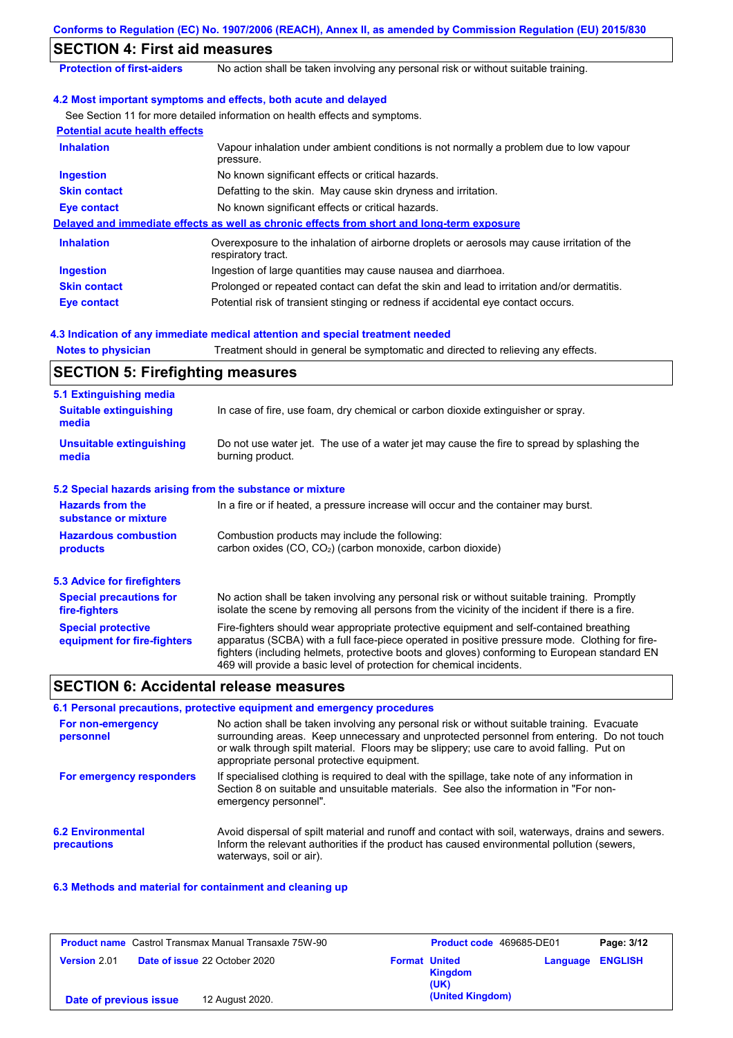## SECTION 4: First aid measures

| | |
|---|---|
| **Protection of first-aiders** | No action shall be taken involving any personal risk or without suitable training. |

### 4.2 Most important symptoms and effects, both acute and delayed

See Section 11 for more detailed information on health effects and symptoms.

**Potential acute health effects**

| | |
|---|---|
| **Inhalation** | Vapour inhalation under ambient conditions is not normally a problem due to low vapour pressure. |
| **Ingestion** | No known significant effects or critical hazards. |
| **Skin contact** | Defatting to the skin. May cause skin dryness and irritation. |
| **Eye contact** | No known significant effects or critical hazards. |

**Delayed and immediate effects as well as chronic effects from short and long-term exposure**

| | |
|---|---|
| **Inhalation** | Overexposure to the inhalation of airborne droplets or aerosols may cause irritation of the respiratory tract. |
| **Ingestion** | Ingestion of large quantities may cause nausea and diarrhoea. |
| **Skin contact** | Prolonged or repeated contact can defat the skin and lead to irritation and/or dermatitis. |
| **Eye contact** | Potential risk of transient stinging or redness if accidental eye contact occurs. |

### 4.3 Indication of any immediate medical attention and special treatment needed

| | |
|---|---|
| **Notes to physician** | Treatment should in general be symptomatic and directed to relieving any effects. |

## SECTION 5: Firefighting measures

### 5.1 Extinguishing media

| | |
|---|---|
| **Suitable extinguishing media** | In case of fire, use foam, dry chemical or carbon dioxide extinguisher or spray. |
| **Unsuitable extinguishing media** | Do not use water jet. The use of a water jet may cause the fire to spread by splashing the burning product. |

### 5.2 Special hazards arising from the substance or mixture

| | |
|---|---|
| **Hazards from the substance or mixture** | In a fire or if heated, a pressure increase will occur and the container may burst. |
| **Hazardous combustion products** | Combustion products may include the following: carbon oxides ($CO$, $CO_2$) (carbon monoxide, carbon dioxide) |

### 5.3 Advice for firefighters

| | |
|---|---|
| **Special precautions for fire-fighters** | No action shall be taken involving any personal risk or without suitable training. Promptly isolate the scene by removing all persons from the vicinity of the incident if there is a fire. |
| **Special protective equipment for fire-fighters** | Fire-fighters should wear appropriate protective equipment and self-contained breathing apparatus (SCBA) with a full face-piece operated in positive pressure mode. Clothing for fire-fighters (including helmets, protective boots and gloves) conforming to European standard EN 469 will provide a basic level of protection for chemical incidents. |

## SECTION 6: Accidental release measures

### 6.1 Personal precautions, protective equipment and emergency procedures

| | |
|---|---|
| **For non-emergency personnel** | No action shall be taken involving any personal risk or without suitable training. Evacuate surrounding areas. Keep unnecessary and unprotected personnel from entering. Do not touch or walk through spilt material. Floors may be slippery; use care to avoid falling. Put on appropriate personal protective equipment. |
| **For emergency responders** | If specialised clothing is required to deal with the spillage, take note of any information in Section 8 on suitable and unsuitable materials. See also the information in "For non-emergency personnel". |

| | |
|---|---|
| **6.2 Environmental precautions** | Avoid dispersal of spilt material and runoff and contact with soil, waterways, drains and sewers. Inform the relevant authorities if the product has caused environmental pollution (sewers, waterways, soil or air). |

### 6.3 Methods and material for containment and cleaning up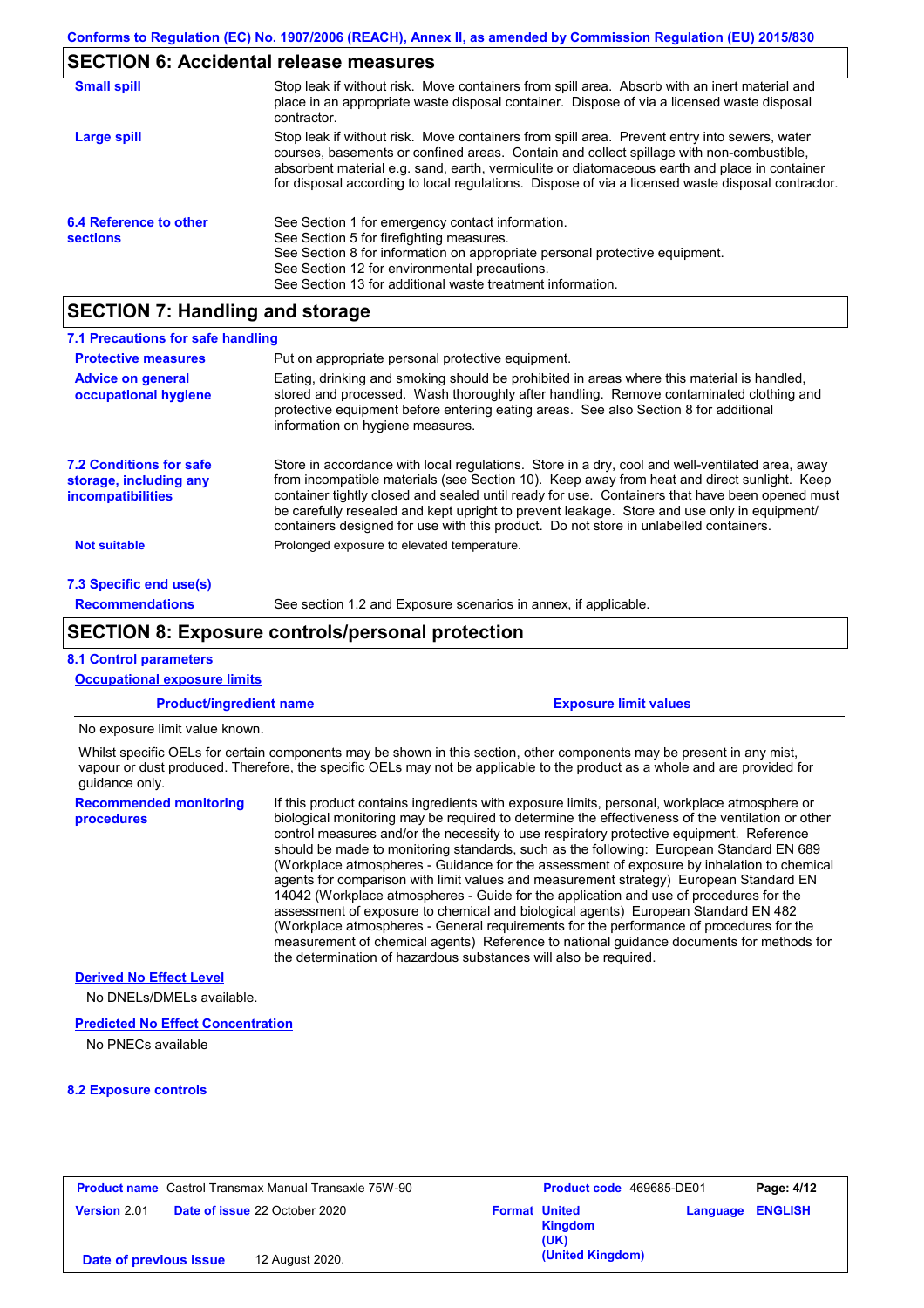## SECTION 6: Accidental release measures

| | |
|---|---|
| **Small spill** | Stop leak if without risk. Move containers from spill area. Absorb with an inert material and place in an appropriate waste disposal container. Dispose of via a licensed waste disposal contractor. |
| **Large spill** | Stop leak if without risk. Move containers from spill area. Prevent entry into sewers, water courses, basements or confined areas. Contain and collect spillage with non-combustible, absorbent material e.g. sand, earth, vermiculite or diatomaceous earth and place in container for disposal according to local regulations. Dispose of via a licensed waste disposal contractor. |

**6.4 Reference to other sections**

See Section 1 for emergency contact information.
See Section 5 for firefighting measures.
See Section 8 for information on appropriate personal protective equipment.
See Section 12 for environmental precautions.
See Section 13 for additional waste treatment information.

## SECTION 7: Handling and storage

### 7.1 Precautions for safe handling

| | |
|---|---|
| **Protective measures** | Put on appropriate personal protective equipment. |
| **Advice on general occupational hygiene** | Eating, drinking and smoking should be prohibited in areas where this material is handled, stored and processed. Wash thoroughly after handling. Remove contaminated clothing and protective equipment before entering eating areas. See also Section 8 for additional information on hygiene measures. |

**7.2 Conditions for safe storage, including any incompatibilities**

Store in accordance with local regulations. Store in a dry, cool and well-ventilated area, away from incompatible materials (see Section 10). Keep away from heat and direct sunlight. Keep container tightly closed and sealed until ready for use. Containers that have been opened must be carefully resealed and kept upright to prevent leakage. Store and use only in equipment/ containers designed for use with this product. Do not store in unlabelled containers.

**Not suitable** Prolonged exposure to elevated temperature.

### 7.3 Specific end use(s)

**Recommendations** See section 1.2 and Exposure scenarios in annex, if applicable.

## SECTION 8: Exposure controls/personal protection

### 8.1 Control parameters

**Occupational exposure limits**

| Product/ingredient name | Exposure limit values |
|---|---|
| No exposure limit value known. | |

Whilst specific OELs for certain components may be shown in this section, other components may be present in any mist, vapour or dust produced. Therefore, the specific OELs may not be applicable to the product as a whole and are provided for guidance only.

**Recommended monitoring procedures**

If this product contains ingredients with exposure limits, personal, workplace atmosphere or biological monitoring may be required to determine the effectiveness of the ventilation or other control measures and/or the necessity to use respiratory protective equipment. Reference should be made to monitoring standards, such as the following: European Standard EN 689 (Workplace atmospheres - Guidance for the assessment of exposure by inhalation to chemical agents for comparison with limit values and measurement strategy) European Standard EN 14042 (Workplace atmospheres - Guide for the application and use of procedures for the assessment of exposure to chemical and biological agents) European Standard EN 482 (Workplace atmospheres - General requirements for the performance of procedures for the measurement of chemical agents) Reference to national guidance documents for methods for the determination of hazardous substances will also be required.

**Derived No Effect Level**

No DNELs/DMELs available.

**Predicted No Effect Concentration**

No PNECs available

### 8.2 Exposure controls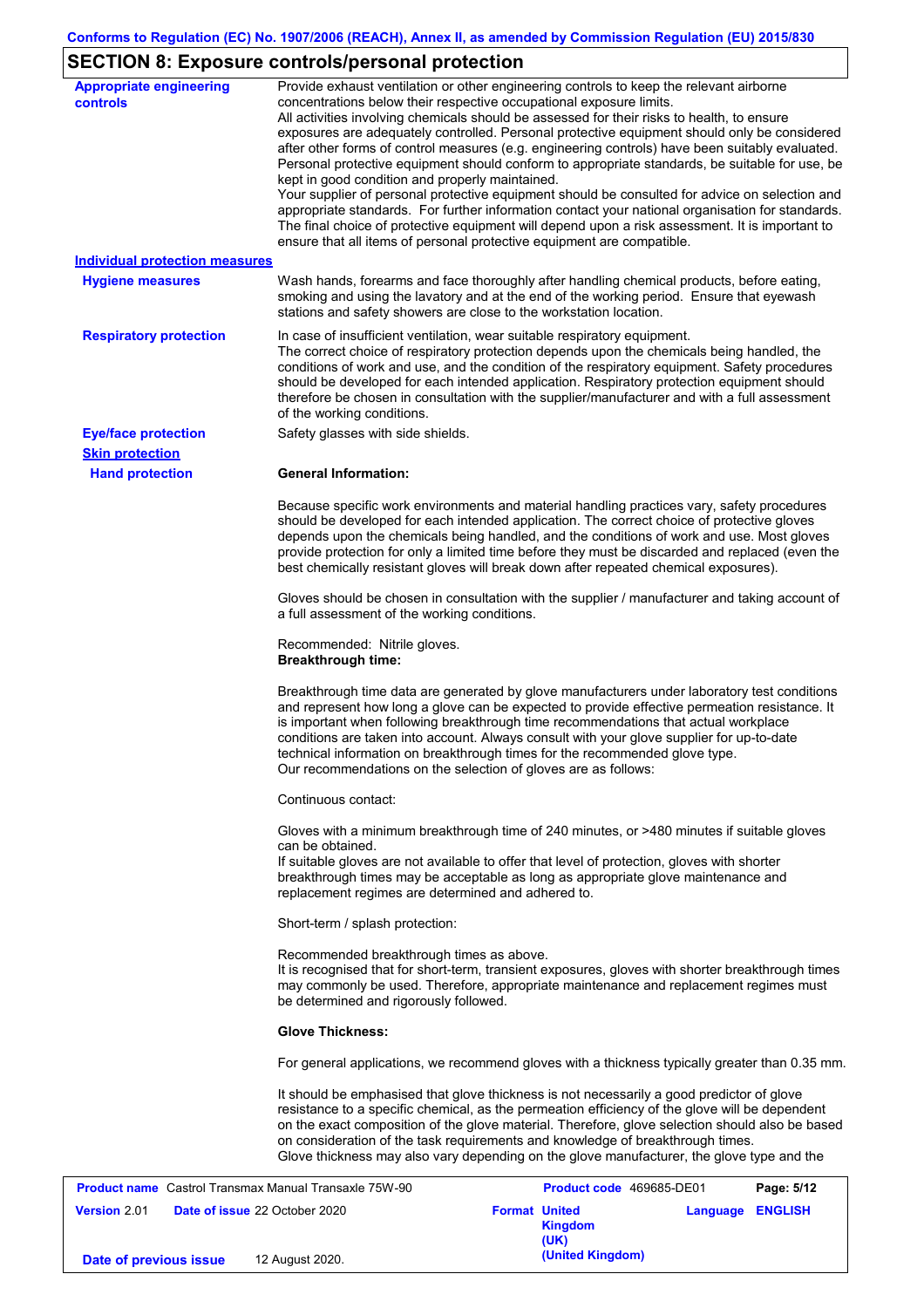## SECTION 8: Exposure controls/personal protection

**Appropriate engineering controls**

Provide exhaust ventilation or other engineering controls to keep the relevant airborne concentrations below their respective occupational exposure limits.
All activities involving chemicals should be assessed for their risks to health, to ensure exposures are adequately controlled. Personal protective equipment should only be considered after other forms of control measures (e.g. engineering controls) have been suitably evaluated. Personal protective equipment should conform to appropriate standards, be suitable for use, be kept in good condition and properly maintained.
Your supplier of personal protective equipment should be consulted for advice on selection and appropriate standards. For further information contact your national organisation for standards. The final choice of protective equipment will depend upon a risk assessment. It is important to ensure that all items of personal protective equipment are compatible.

**Individual protection measures**

**Hygiene measures**

Wash hands, forearms and face thoroughly after handling chemical products, before eating, smoking and using the lavatory and at the end of the working period. Ensure that eyewash stations and safety showers are close to the workstation location.

**Respiratory protection**

In case of insufficient ventilation, wear suitable respiratory equipment.
The correct choice of respiratory protection depends upon the chemicals being handled, the conditions of work and use, and the condition of the respiratory equipment. Safety procedures should be developed for each intended application. Respiratory protection equipment should therefore be chosen in consultation with the supplier/manufacturer and with a full assessment of the working conditions.

**Eye/face protection**

Safety glasses with side shields.

**Skin protection**

**Hand protection**

**General Information:**

Because specific work environments and material handling practices vary, safety procedures should be developed for each intended application. The correct choice of protective gloves depends upon the chemicals being handled, and the conditions of work and use. Most gloves provide protection for only a limited time before they must be discarded and replaced (even the best chemically resistant gloves will break down after repeated chemical exposures).

Gloves should be chosen in consultation with the supplier / manufacturer and taking account of a full assessment of the working conditions.

Recommended: Nitrile gloves.
**Breakthrough time:**

Breakthrough time data are generated by glove manufacturers under laboratory test conditions and represent how long a glove can be expected to provide effective permeation resistance. It is important when following breakthrough time recommendations that actual workplace conditions are taken into account. Always consult with your glove supplier for up-to-date technical information on breakthrough times for the recommended glove type.
Our recommendations on the selection of gloves are as follows:

Continuous contact:

Gloves with a minimum breakthrough time of 240 minutes, or >480 minutes if suitable gloves can be obtained.
If suitable gloves are not available to offer that level of protection, gloves with shorter breakthrough times may be acceptable as long as appropriate glove maintenance and replacement regimes are determined and adhered to.

Short-term / splash protection:

Recommended breakthrough times as above.
It is recognised that for short-term, transient exposures, gloves with shorter breakthrough times may commonly be used. Therefore, appropriate maintenance and replacement regimes must be determined and rigorously followed.

**Glove Thickness:**

For general applications, we recommend gloves with a thickness typically greater than 0.35 mm.

It should be emphasised that glove thickness is not necessarily a good predictor of glove resistance to a specific chemical, as the permeation efficiency of the glove will be dependent on the exact composition of the glove material. Therefore, glove selection should also be based on consideration of the task requirements and knowledge of breakthrough times.
Glove thickness may also vary depending on the glove manufacturer, the glove type and the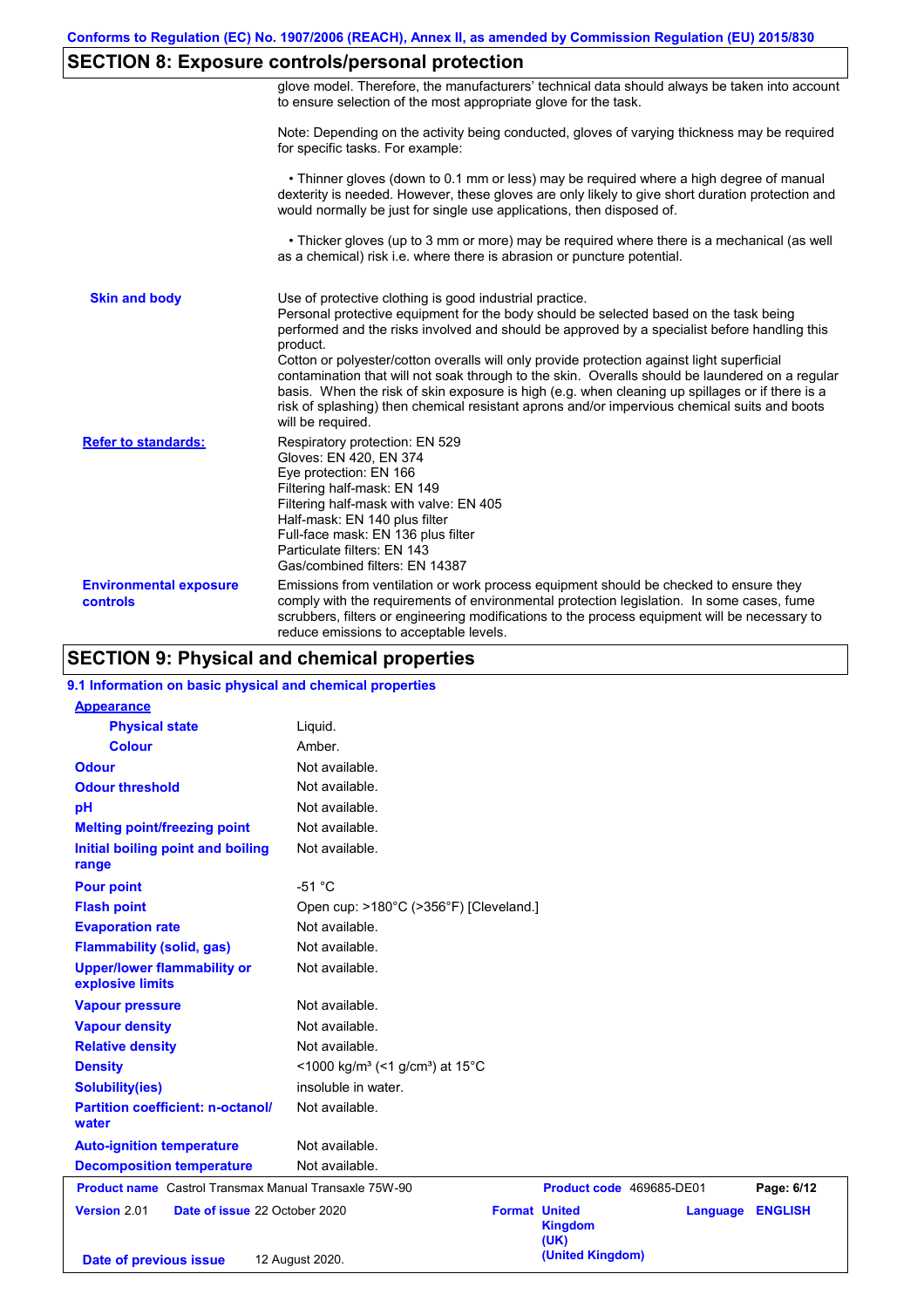## SECTION 8: Exposure controls/personal protection

glove model. Therefore, the manufacturers' technical data should always be taken into account to ensure selection of the most appropriate glove for the task.

Note: Depending on the activity being conducted, gloves of varying thickness may be required for specific tasks. For example:

- Thinner gloves (down to 0.1 mm or less) may be required where a high degree of manual dexterity is needed. However, these gloves are only likely to give short duration protection and would normally be just for single use applications, then disposed of.

- Thicker gloves (up to 3 mm or more) may be required where there is a mechanical (as well as a chemical) risk i.e. where there is abrasion or puncture potential.

**Skin and body**

Use of protective clothing is good industrial practice.
Personal protective equipment for the body should be selected based on the task being performed and the risks involved and should be approved by a specialist before handling this product.
Cotton or polyester/cotton overalls will only provide protection against light superficial contamination that will not soak through to the skin. Overalls should be laundered on a regular basis. When the risk of skin exposure is high (e.g. when cleaning up spillages or if there is a risk of splashing) then chemical resistant aprons and/or impervious chemical suits and boots will be required.

**Refer to standards:**

Respiratory protection: EN 529
Gloves: EN 420, EN 374
Eye protection: EN 166
Filtering half-mask: EN 149
Filtering half-mask with valve: EN 405
Half-mask: EN 140 plus filter
Full-face mask: EN 136 plus filter
Particulate filters: EN 143
Gas/combined filters: EN 14387

**Environmental exposure controls**

Emissions from ventilation or work process equipment should be checked to ensure they comply with the requirements of environmental protection legislation. In some cases, fume scrubbers, filters or engineering modifications to the process equipment will be necessary to reduce emissions to acceptable levels.

## SECTION 9: Physical and chemical properties

### 9.1 Information on basic physical and chemical properties

| Property | Value |
|---|---|
| **Appearance** | |
| Physical state | Liquid. |
| Colour | Amber. |
| Odour | Not available. |
| Odour threshold | Not available. |
| pH | Not available. |
| Melting point/freezing point | Not available. |
| Initial boiling point and boiling range | Not available. |
| Pour point | -51 °C |
| Flash point | Open cup: >180°C (>356°F) [Cleveland.] |
| Evaporation rate | Not available. |
| Flammability (solid, gas) | Not available. |
| Upper/lower flammability or explosive limits | Not available. |
| Vapour pressure | Not available. |
| Vapour density | Not available. |
| Relative density | Not available. |
| Density | <1000 kg/m³ (<1 g/cm³) at 15°C |
| Solubility(ies) | insoluble in water. |
| Partition coefficient: n-octanol/water | Not available. |
| Auto-ignition temperature | Not available. |
| Decomposition temperature | Not available. |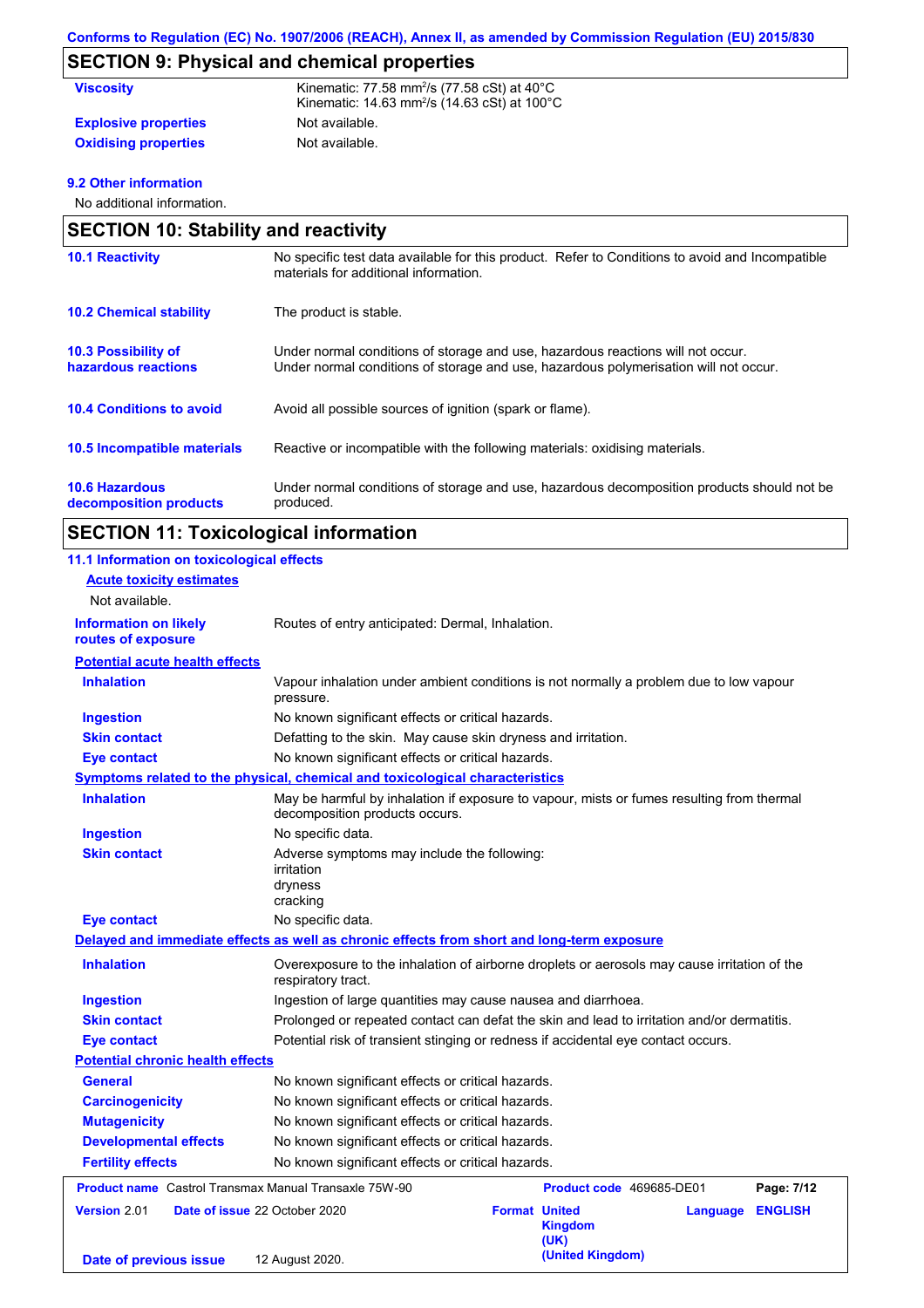## SECTION 9: Physical and chemical properties

| | |
|---|---|
| **Viscosity** | Kinematic: 77.58 mm$^2$/s (77.58 cSt) at 40°C<br>Kinematic: 14.63 mm$^2$/s (14.63 cSt) at 100°C |
| **Explosive properties** | Not available. |
| **Oxidising properties** | Not available. |

**9.2 Other information**

No additional information.

## SECTION 10: Stability and reactivity

| | |
|---|---|
| **10.1 Reactivity** | No specific test data available for this product. Refer to Conditions to avoid and Incompatible materials for additional information. |
| **10.2 Chemical stability** | The product is stable. |
| **10.3 Possibility of hazardous reactions** | Under normal conditions of storage and use, hazardous reactions will not occur.<br>Under normal conditions of storage and use, hazardous polymerisation will not occur. |
| **10.4 Conditions to avoid** | Avoid all possible sources of ignition (spark or flame). |
| **10.5 Incompatible materials** | Reactive or incompatible with the following materials: oxidising materials. |
| **10.6 Hazardous decomposition products** | Under normal conditions of storage and use, hazardous decomposition products should not be produced. |

## SECTION 11: Toxicological information

**11.1 Information on toxicological effects**

**Acute toxicity estimates**

Not available.

| | |
|---|---|
| **Information on likely routes of exposure** | Routes of entry anticipated: Dermal, Inhalation. |

**Potential acute health effects**

| | |
|---|---|
| **Inhalation** | Vapour inhalation under ambient conditions is not normally a problem due to low vapour pressure. |
| **Ingestion** | No known significant effects or critical hazards. |
| **Skin contact** | Defatting to the skin. May cause skin dryness and irritation. |
| **Eye contact** | No known significant effects or critical hazards. |

**Symptoms related to the physical, chemical and toxicological characteristics**

| | |
|---|---|
| **Inhalation** | May be harmful by inhalation if exposure to vapour, mists or fumes resulting from thermal decomposition products occurs. |
| **Ingestion** | No specific data. |
| **Skin contact** | Adverse symptoms may include the following:<br>irritation<br>dryness<br>cracking |
| **Eye contact** | No specific data. |

**Delayed and immediate effects as well as chronic effects from short and long-term exposure**

| | |
|---|---|
| **Inhalation** | Overexposure to the inhalation of airborne droplets or aerosols may cause irritation of the respiratory tract. |
| **Ingestion** | Ingestion of large quantities may cause nausea and diarrhoea. |
| **Skin contact** | Prolonged or repeated contact can defat the skin and lead to irritation and/or dermatitis. |
| **Eye contact** | Potential risk of transient stinging or redness if accidental eye contact occurs. |

**Potential chronic health effects**

| | |
|---|---|
| **General** | No known significant effects or critical hazards. |
| **Carcinogenicity** | No known significant effects or critical hazards. |
| **Mutagenicity** | No known significant effects or critical hazards. |
| **Developmental effects** | No known significant effects or critical hazards. |
| **Fertility effects** | No known significant effects or critical hazards. |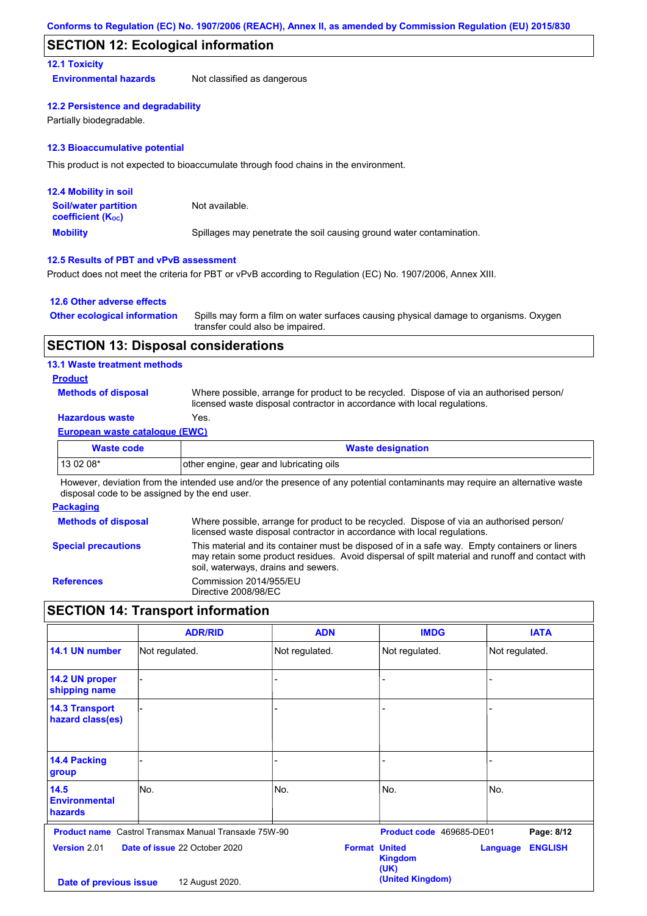## SECTION 12: Ecological information

### 12.1 Toxicity

**Environmental hazards** Not classified as dangerous

### 12.2 Persistence and degradability

Partially biodegradable.

### 12.3 Bioaccumulative potential

This product is not expected to bioaccumulate through food chains in the environment.

### 12.4 Mobility in soil

**Soil/water partition coefficient ($K_{OC}$)** Not available.

**Mobility** Spillages may penetrate the soil causing ground water contamination.

### 12.5 Results of PBT and vPvB assessment

Product does not meet the criteria for PBT or vPvB according to Regulation (EC) No. 1907/2006, Annex XIII.

### 12.6 Other adverse effects

**Other ecological information** Spills may form a film on water surfaces causing physical damage to organisms. Oxygen transfer could also be impaired.

## SECTION 13: Disposal considerations

### 13.1 Waste treatment methods

**Product**

**Methods of disposal** Where possible, arrange for product to be recycled. Dispose of via an authorised person/licensed waste disposal contractor in accordance with local regulations.

**Hazardous waste** Yes.

**European waste catalogue (EWC)**

| Waste code | Waste designation |
|---|---|
| 13 02 08* | other engine, gear and lubricating oils |

However, deviation from the intended use and/or the presence of any potential contaminants may require an alternative waste disposal code to be assigned by the end user.

**Packaging**

**Methods of disposal** Where possible, arrange for product to be recycled. Dispose of via an authorised person/licensed waste disposal contractor in accordance with local regulations.

**Special precautions** This material and its container must be disposed of in a safe way. Empty containers or liners may retain some product residues. Avoid dispersal of spilt material and runoff and contact with soil, waterways, drains and sewers.

**References** Commission 2014/955/EU
Directive 2008/98/EC

## SECTION 14: Transport information

| | ADR/RID | ADN | IMDG | IATA |
|---|---|---|---|---|
| 14.1 UN number | Not regulated. | Not regulated. | Not regulated. | Not regulated. |
| 14.2 UN proper shipping name | - | - | - | - |
| 14.3 Transport hazard class(es) | - | - | - | - |
| 14.4 Packing group | - | - | - | - |
| 14.5 Environmental hazards | No. | No. | No. | No. |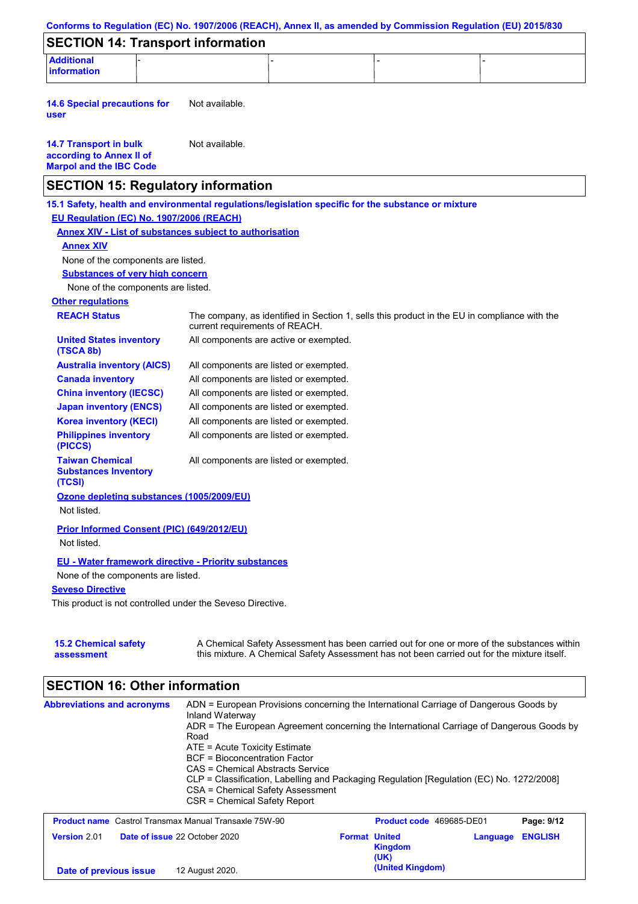## SECTION 14: Transport information

| Additional information | - | - | - | - |
|---|---|---|---|---|

**14.6 Special precautions for user** Not available.

**14.7 Transport in bulk according to Annex II of Marpol and the IBC Code** Not available.

## SECTION 15: Regulatory information

**15.1 Safety, health and environmental regulations/legislation specific for the substance or mixture**

**EU Regulation (EC) No. 1907/2006 (REACH)**

**Annex XIV - List of substances subject to authorisation**

**Annex XIV**

None of the components are listed.

**Substances of very high concern**

None of the components are listed.

**Other regulations**

**REACH Status** The company, as identified in Section 1, sells this product in the EU in compliance with the current requirements of REACH.

**United States inventory (TSCA 8b)** All components are active or exempted.

**Australia inventory (AICS)** All components are listed or exempted.

**Canada inventory** All components are listed or exempted.

**China inventory (IECSC)** All components are listed or exempted.

**Japan inventory (ENCS)** All components are listed or exempted.

**Korea inventory (KECI)** All components are listed or exempted.

**Philippines inventory (PICCS)** All components are listed or exempted.

**Taiwan Chemical Substances Inventory (TCSI)** All components are listed or exempted.

**Ozone depleting substances (1005/2009/EU)**

Not listed.

**Prior Informed Consent (PIC) (649/2012/EU)**

Not listed.

**EU - Water framework directive - Priority substances**

None of the components are listed.

**Seveso Directive**

This product is not controlled under the Seveso Directive.

**15.2 Chemical safety assessment** A Chemical Safety Assessment has been carried out for one or more of the substances within this mixture. A Chemical Safety Assessment has not been carried out for the mixture itself.

## SECTION 16: Other information

**Abbreviations and acronyms**

ADN = European Provisions concerning the International Carriage of Dangerous Goods by Inland Waterway
ADR = The European Agreement concerning the International Carriage of Dangerous Goods by Road
ATE = Acute Toxicity Estimate
BCF = Bioconcentration Factor
CAS = Chemical Abstracts Service
CLP = Classification, Labelling and Packaging Regulation [Regulation (EC) No. 1272/2008]
CSA = Chemical Safety Assessment
CSR = Chemical Safety Report

| **Product name** Castrol Transmax Manual Transaxle 75W-90 | | **Product code** 469685-DE01 | **Page: 9/12** |
|---|---|---|---|
| **Version** 2.01 | **Date of issue** 22 October 2020 | **Format** United Kingdom (UK) | **Language** ENGLISH |
| **Date of previous issue** | 12 August 2020. | (United Kingdom) | |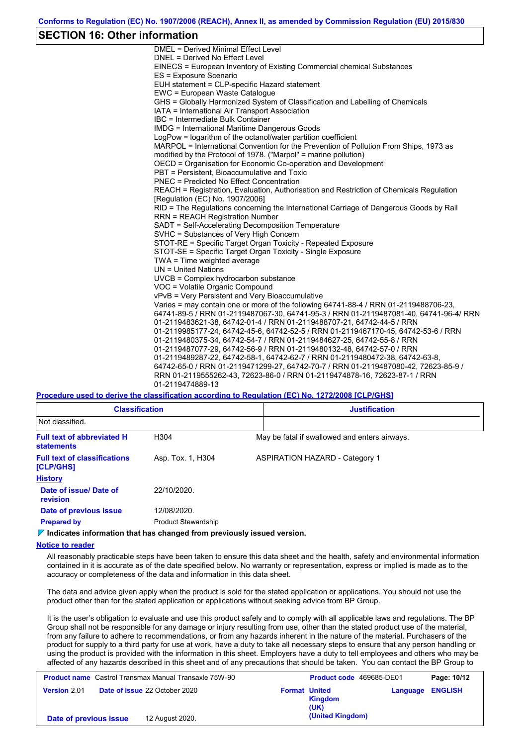## SECTION 16: Other information

DMEL = Derived Minimal Effect Level
DNEL = Derived No Effect Level
EINECS = European Inventory of Existing Commercial chemical Substances
ES = Exposure Scenario
EUH statement = CLP-specific Hazard statement
EWC = European Waste Catalogue
GHS = Globally Harmonized System of Classification and Labelling of Chemicals
IATA = International Air Transport Association
IBC = Intermediate Bulk Container
IMDG = International Maritime Dangerous Goods
LogPow = logarithm of the octanol/water partition coefficient
MARPOL = International Convention for the Prevention of Pollution From Ships, 1973 as modified by the Protocol of 1978. ("Marpol" = marine pollution)
OECD = Organisation for Economic Co-operation and Development
PBT = Persistent, Bioaccumulative and Toxic
PNEC = Predicted No Effect Concentration
REACH = Registration, Evaluation, Authorisation and Restriction of Chemicals Regulation [Regulation (EC) No. 1907/2006]
RID = The Regulations concerning the International Carriage of Dangerous Goods by Rail
RRN = REACH Registration Number
SADT = Self-Accelerating Decomposition Temperature
SVHC = Substances of Very High Concern
STOT-RE = Specific Target Organ Toxicity - Repeated Exposure
STOT-SE = Specific Target Organ Toxicity - Single Exposure
TWA = Time weighted average
UN = United Nations
UVCB = Complex hydrocarbon substance
VOC = Volatile Organic Compound
vPvB = Very Persistent and Very Bioaccumulative
Varies = may contain one or more of the following 64741-88-4 / RRN 01-2119488706-23, 64741-89-5 / RRN 01-2119487067-30, 64741-95-3 / RRN 01-2119487081-40, 64741-96-4/ RRN 01-2119483621-38, 64742-01-4 / RRN 01-2119488707-21, 64742-44-5 / RRN 01-2119985177-24, 64742-45-6, 64742-52-5 / RRN 01-2119467170-45, 64742-53-6 / RRN 01-2119480375-34, 64742-54-7 / RRN 01-2119484627-25, 64742-55-8 / RRN 01-2119487077-29, 64742-56-9 / RRN 01-2119480132-48, 64742-57-0 / RRN 01-2119489287-22, 64742-58-1, 64742-62-7 / RRN 01-2119480472-38, 64742-63-8, 64742-65-0 / RRN 01-2119471299-27, 64742-70-7 / RRN 01-2119487080-42, 72623-85-9 / RRN 01-2119555262-43, 72623-86-0 / RRN 01-2119474878-16, 72623-87-1 / RRN 01-2119474889-13

**Procedure used to derive the classification according to Regulation (EC) No. 1272/2008 [CLP/GHS]**

| Classification | Justification |
|---|---|
| Not classified. | |

| | | |
|---|---|---|
| **Full text of abbreviated H statements** | H304 | May be fatal if swallowed and enters airways. |
| **Full text of classifications [CLP/GHS]** | Asp. Tox. 1, H304 | ASPIRATION HAZARD - Category 1 |

**History**

| | |
|---|---|
| **Date of issue/ Date of revision** | 22/10/2020. |
| **Date of previous issue** | 12/08/2020. |
| **Prepared by** | Product Stewardship |

**Indicates information that has changed from previously issued version.**

**Notice to reader**

All reasonably practicable steps have been taken to ensure this data sheet and the health, safety and environmental information contained in it is accurate as of the date specified below. No warranty or representation, express or implied is made as to the accuracy or completeness of the data and information in this data sheet.

The data and advice given apply when the product is sold for the stated application or applications. You should not use the product other than for the stated application or applications without seeking advice from BP Group.

It is the user's obligation to evaluate and use this product safely and to comply with all applicable laws and regulations. The BP Group shall not be responsible for any damage or injury resulting from use, other than the stated product use of the material, from any failure to adhere to recommendations, or from any hazards inherent in the nature of the material. Purchasers of the product for supply to a third party for use at work, have a duty to take all necessary steps to ensure that any person handling or using the product is provided with the information in this sheet. Employers have a duty to tell employees and others who may be affected of any hazards described in this sheet and of any precautions that should be taken. You can contact the BP Group to

| | | | |
|---|---|---|---|
| **Product name** Castrol Transmax Manual Transaxle 75W-90 | | **Product code** 469685-DE01 | **Page:** 10/12 |
| **Version** 2.01 | **Date of issue** 22 October 2020 | **Format** United Kingdom (UK) (United Kingdom) | **Language** ENGLISH |
| **Date of previous issue** | 12 August 2020. | | |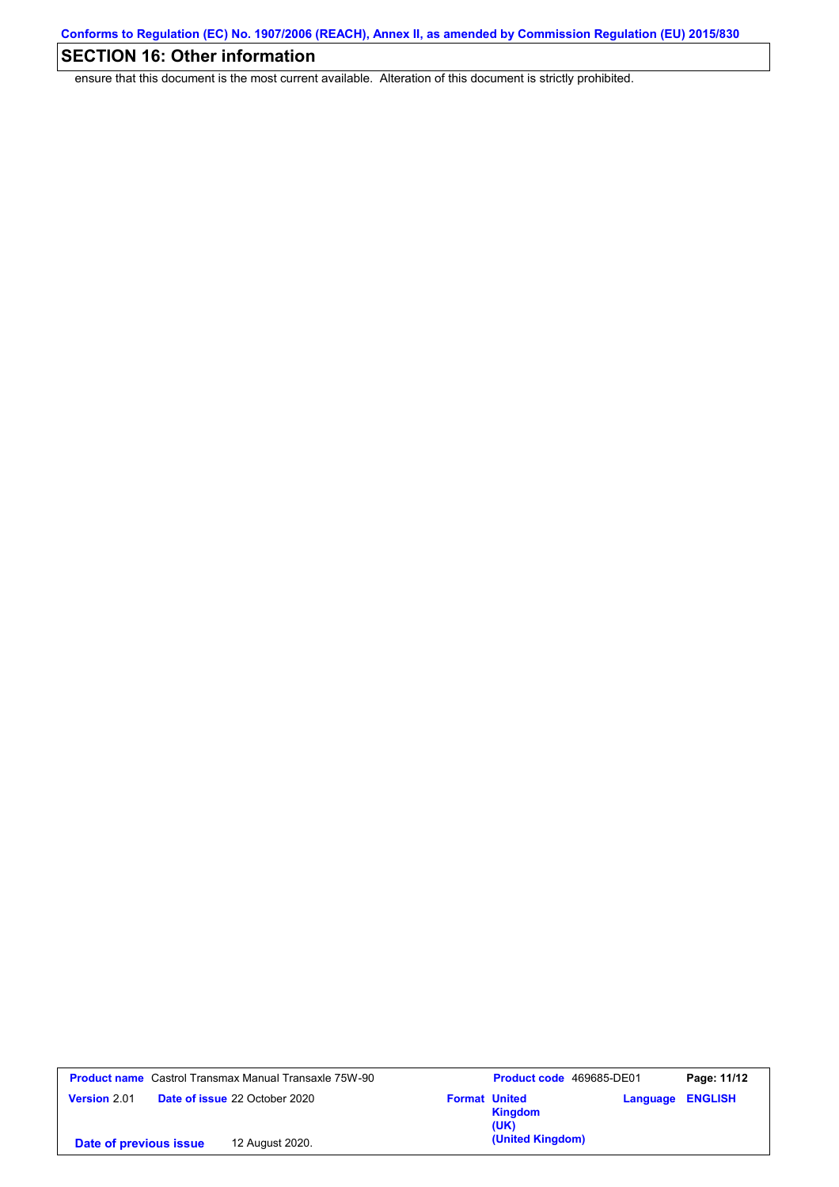## SECTION 16: Other information

ensure that this document is the most current available. Alteration of this document is strictly prohibited.